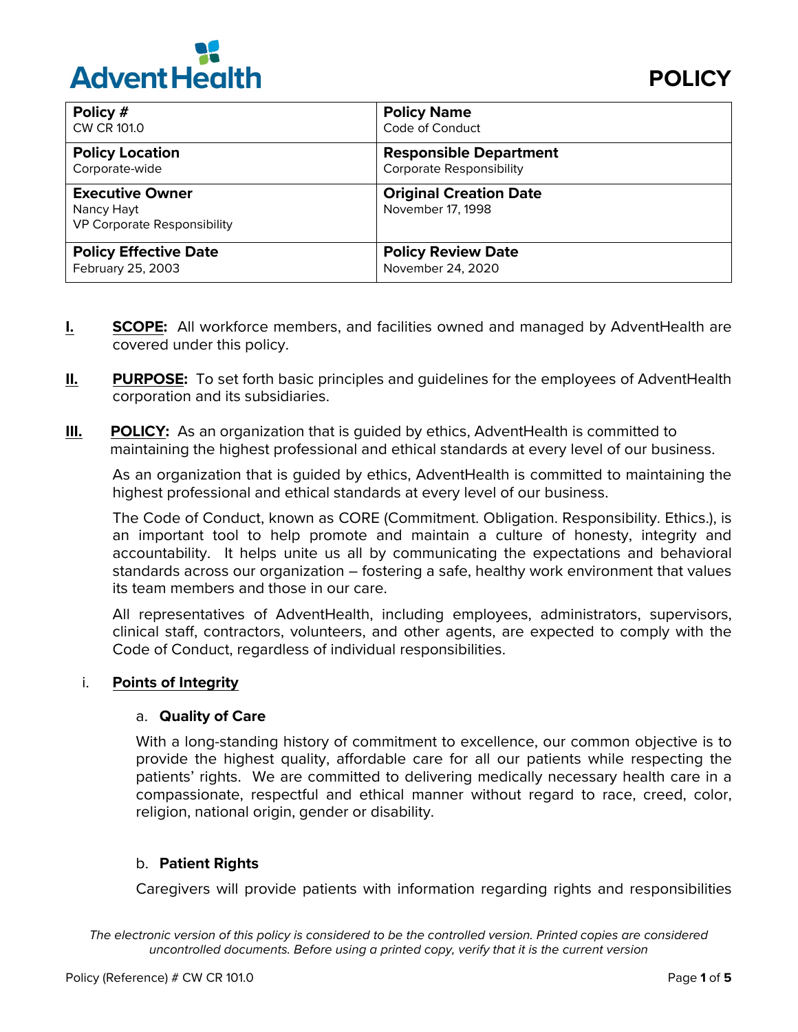AdventHealth

# POLICY

| Policy # | Policy Name |
|---|---|
| CW CR 101.0 | Code of Conduct |
| **Policy Location** | **Responsible Department** |
| Corporate-wide | Corporate Responsibility |
| **Executive Owner** | **Original Creation Date** |
| Nancy Hayt<br>VP Corporate Responsibility | November 17, 1998 |
| **Policy Effective Date** | **Policy Review Date** |
| February 25, 2003 | November 24, 2020 |

**I.** **SCOPE:** All workforce members, and facilities owned and managed by AdventHealth are covered under this policy.

**II.** **PURPOSE:** To set forth basic principles and guidelines for the employees of AdventHealth corporation and its subsidiaries.

**III.** **POLICY:** As an organization that is guided by ethics, AdventHealth is committed to maintaining the highest professional and ethical standards at every level of our business.

As an organization that is guided by ethics, AdventHealth is committed to maintaining the highest professional and ethical standards at every level of our business.

The Code of Conduct, known as CORE (Commitment. Obligation. Responsibility. Ethics.), is an important tool to help promote and maintain a culture of honesty, integrity and accountability. It helps unite us all by communicating the expectations and behavioral standards across our organization – fostering a safe, healthy work environment that values its team members and those in our care.

All representatives of AdventHealth, including employees, administrators, supervisors, clinical staff, contractors, volunteers, and other agents, are expected to comply with the Code of Conduct, regardless of individual responsibilities.

i. **Points of Integrity**

a. **Quality of Care**

With a long-standing history of commitment to excellence, our common objective is to provide the highest quality, affordable care for all our patients while respecting the patients' rights. We are committed to delivering medically necessary health care in a compassionate, respectful and ethical manner without regard to race, creed, color, religion, national origin, gender or disability.

b. **Patient Rights**

Caregivers will provide patients with information regarding rights and responsibilities

*The electronic version of this policy is considered to be the controlled version. Printed copies are considered uncontrolled documents. Before using a printed copy, verify that it is the current version*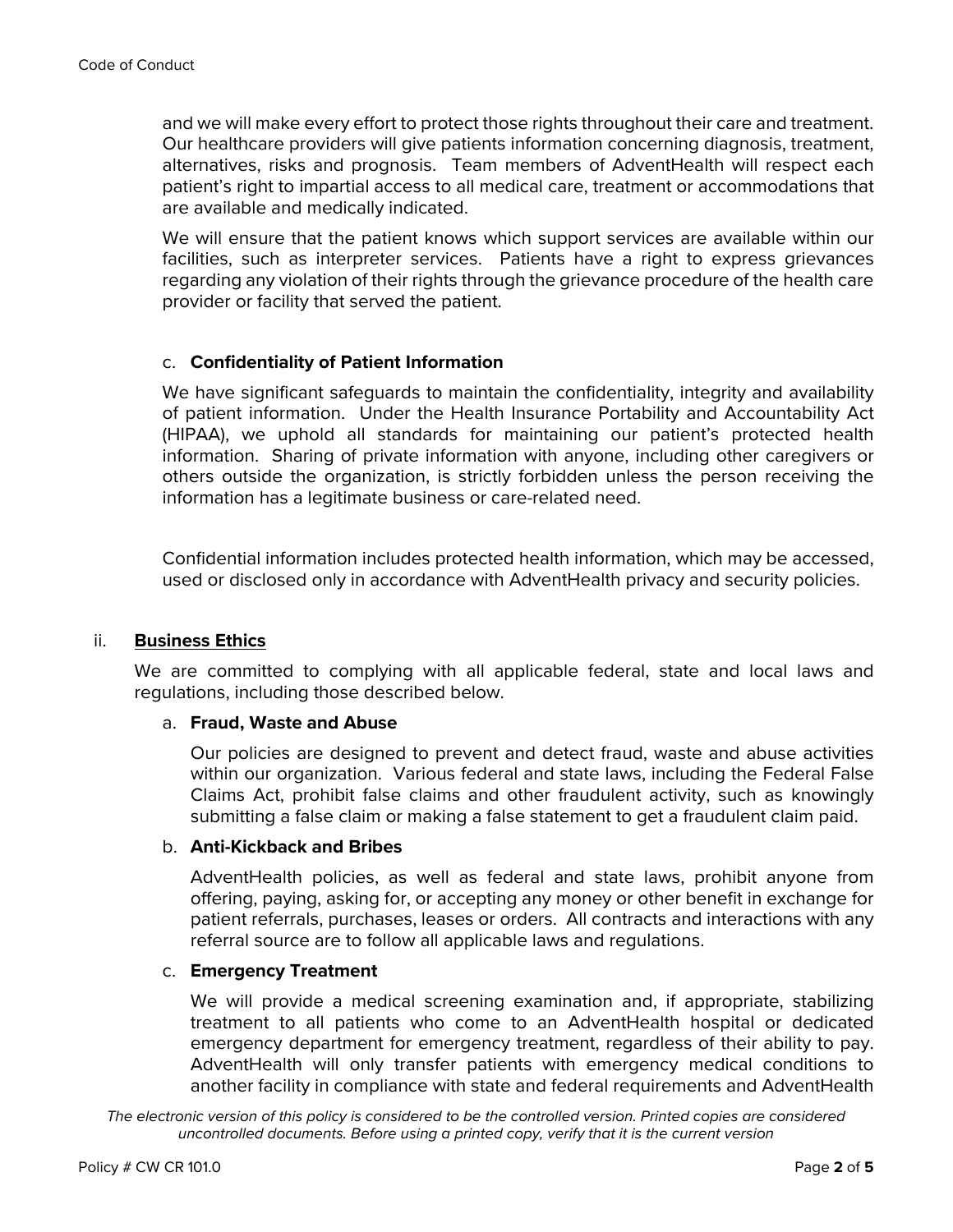and we will make every effort to protect those rights throughout their care and treatment. Our healthcare providers will give patients information concerning diagnosis, treatment, alternatives, risks and prognosis. Team members of AdventHealth will respect each patient's right to impartial access to all medical care, treatment or accommodations that are available and medically indicated.

We will ensure that the patient knows which support services are available within our facilities, such as interpreter services. Patients have a right to express grievances regarding any violation of their rights through the grievance procedure of the health care provider or facility that served the patient.

c. **Confidentiality of Patient Information**

We have significant safeguards to maintain the confidentiality, integrity and availability of patient information. Under the Health Insurance Portability and Accountability Act (HIPAA), we uphold all standards for maintaining our patient's protected health information. Sharing of private information with anyone, including other caregivers or others outside the organization, is strictly forbidden unless the person receiving the information has a legitimate business or care-related need.

Confidential information includes protected health information, which may be accessed, used or disclosed only in accordance with AdventHealth privacy and security policies.

ii. **Business Ethics**

We are committed to complying with all applicable federal, state and local laws and regulations, including those described below.

a. **Fraud, Waste and Abuse**

Our policies are designed to prevent and detect fraud, waste and abuse activities within our organization. Various federal and state laws, including the Federal False Claims Act, prohibit false claims and other fraudulent activity, such as knowingly submitting a false claim or making a false statement to get a fraudulent claim paid.

b. **Anti-Kickback and Bribes**

AdventHealth policies, as well as federal and state laws, prohibit anyone from offering, paying, asking for, or accepting any money or other benefit in exchange for patient referrals, purchases, leases or orders. All contracts and interactions with any referral source are to follow all applicable laws and regulations.

c. **Emergency Treatment**

We will provide a medical screening examination and, if appropriate, stabilizing treatment to all patients who come to an AdventHealth hospital or dedicated emergency department for emergency treatment, regardless of their ability to pay. AdventHealth will only transfer patients with emergency medical conditions to another facility in compliance with state and federal requirements and AdventHealth

*The electronic version of this policy is considered to be the controlled version. Printed copies are considered uncontrolled documents. Before using a printed copy, verify that it is the current version*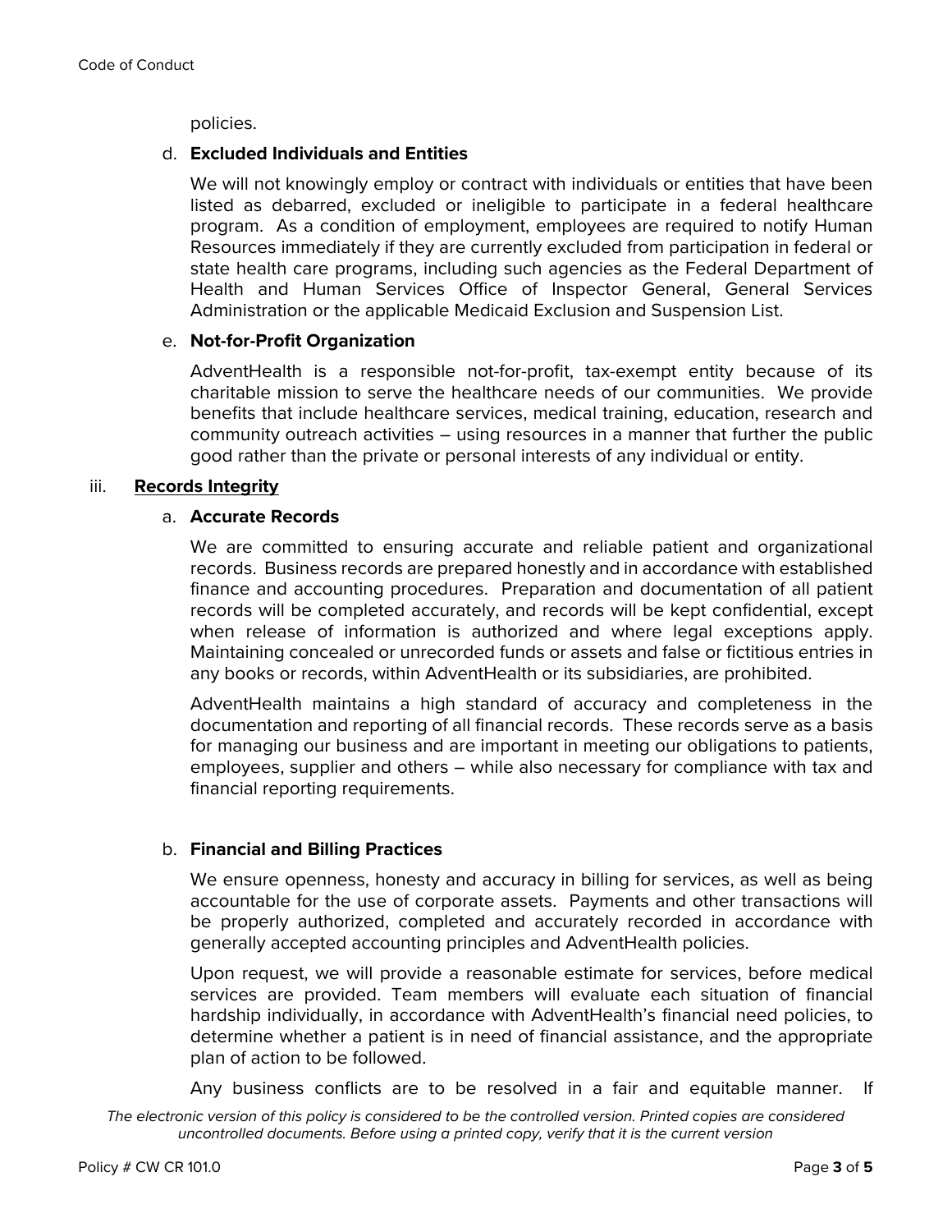policies.

d. **Excluded Individuals and Entities**

We will not knowingly employ or contract with individuals or entities that have been listed as debarred, excluded or ineligible to participate in a federal healthcare program. As a condition of employment, employees are required to notify Human Resources immediately if they are currently excluded from participation in federal or state health care programs, including such agencies as the Federal Department of Health and Human Services Office of Inspector General, General Services Administration or the applicable Medicaid Exclusion and Suspension List.

e. **Not-for-Profit Organization**

AdventHealth is a responsible not-for-profit, tax-exempt entity because of its charitable mission to serve the healthcare needs of our communities. We provide benefits that include healthcare services, medical training, education, research and community outreach activities – using resources in a manner that further the public good rather than the private or personal interests of any individual or entity.

iii. **<u>Records Integrity</u>**

a. **Accurate Records**

We are committed to ensuring accurate and reliable patient and organizational records. Business records are prepared honestly and in accordance with established finance and accounting procedures. Preparation and documentation of all patient records will be completed accurately, and records will be kept confidential, except when release of information is authorized and where legal exceptions apply. Maintaining concealed or unrecorded funds or assets and false or fictitious entries in any books or records, within AdventHealth or its subsidiaries, are prohibited.

AdventHealth maintains a high standard of accuracy and completeness in the documentation and reporting of all financial records. These records serve as a basis for managing our business and are important in meeting our obligations to patients, employees, supplier and others – while also necessary for compliance with tax and financial reporting requirements.

b. **Financial and Billing Practices**

We ensure openness, honesty and accuracy in billing for services, as well as being accountable for the use of corporate assets. Payments and other transactions will be properly authorized, completed and accurately recorded in accordance with generally accepted accounting principles and AdventHealth policies.

Upon request, we will provide a reasonable estimate for services, before medical services are provided. Team members will evaluate each situation of financial hardship individually, in accordance with AdventHealth's financial need policies, to determine whether a patient is in need of financial assistance, and the appropriate plan of action to be followed.

Any business conflicts are to be resolved in a fair and equitable manner. If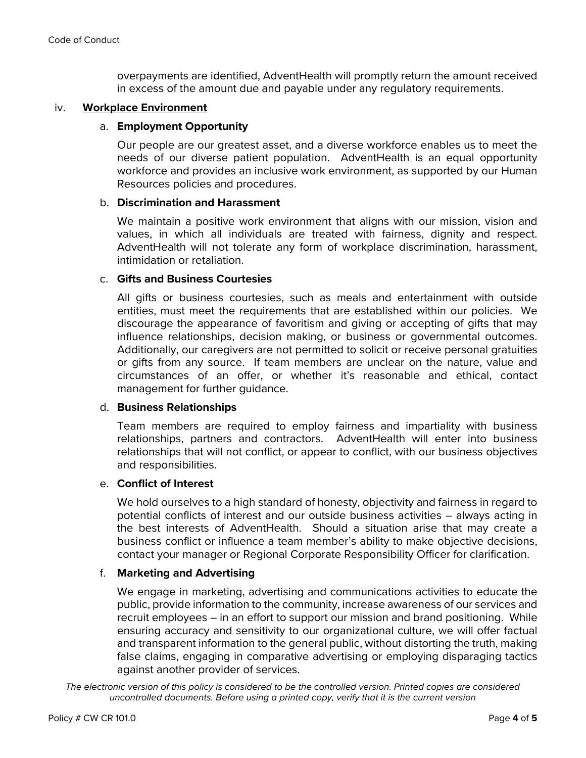overpayments are identified, AdventHealth will promptly return the amount received in excess of the amount due and payable under any regulatory requirements.

iv. **Workplace Environment**

a. **Employment Opportunity**

Our people are our greatest asset, and a diverse workforce enables us to meet the needs of our diverse patient population. AdventHealth is an equal opportunity workforce and provides an inclusive work environment, as supported by our Human Resources policies and procedures.

b. **Discrimination and Harassment**

We maintain a positive work environment that aligns with our mission, vision and values, in which all individuals are treated with fairness, dignity and respect. AdventHealth will not tolerate any form of workplace discrimination, harassment, intimidation or retaliation.

c. **Gifts and Business Courtesies**

All gifts or business courtesies, such as meals and entertainment with outside entities, must meet the requirements that are established within our policies. We discourage the appearance of favoritism and giving or accepting of gifts that may influence relationships, decision making, or business or governmental outcomes. Additionally, our caregivers are not permitted to solicit or receive personal gratuities or gifts from any source. If team members are unclear on the nature, value and circumstances of an offer, or whether it's reasonable and ethical, contact management for further guidance.

d. **Business Relationships**

Team members are required to employ fairness and impartiality with business relationships, partners and contractors. AdventHealth will enter into business relationships that will not conflict, or appear to conflict, with our business objectives and responsibilities.

e. **Conflict of Interest**

We hold ourselves to a high standard of honesty, objectivity and fairness in regard to potential conflicts of interest and our outside business activities – always acting in the best interests of AdventHealth. Should a situation arise that may create a business conflict or influence a team member's ability to make objective decisions, contact your manager or Regional Corporate Responsibility Officer for clarification.

f. **Marketing and Advertising**

We engage in marketing, advertising and communications activities to educate the public, provide information to the community, increase awareness of our services and recruit employees – in an effort to support our mission and brand positioning. While ensuring accuracy and sensitivity to our organizational culture, we will offer factual and transparent information to the general public, without distorting the truth, making false claims, engaging in comparative advertising or employing disparaging tactics against another provider of services.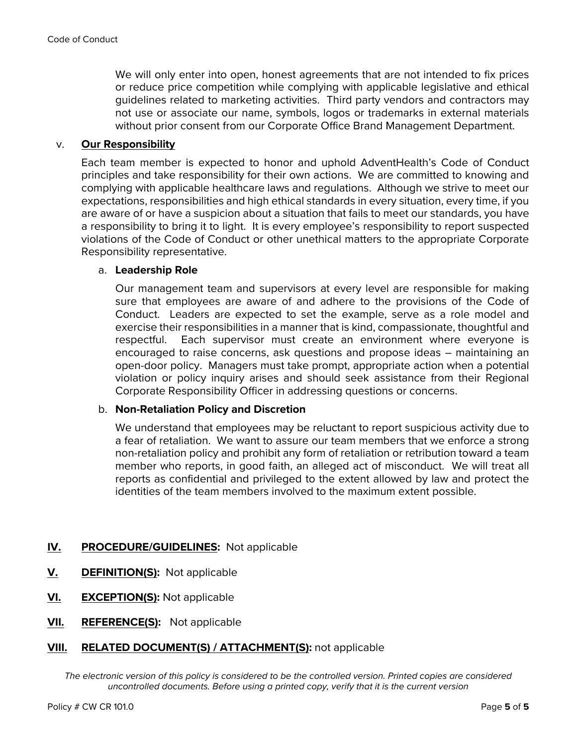We will only enter into open, honest agreements that are not intended to fix prices or reduce price competition while complying with applicable legislative and ethical guidelines related to marketing activities. Third party vendors and contractors may not use or associate our name, symbols, logos or trademarks in external materials without prior consent from our Corporate Office Brand Management Department.

v. **Our Responsibility**

Each team member is expected to honor and uphold AdventHealth's Code of Conduct principles and take responsibility for their own actions. We are committed to knowing and complying with applicable healthcare laws and regulations. Although we strive to meet our expectations, responsibilities and high ethical standards in every situation, every time, if you are aware of or have a suspicion about a situation that fails to meet our standards, you have a responsibility to bring it to light. It is every employee's responsibility to report suspected violations of the Code of Conduct or other unethical matters to the appropriate Corporate Responsibility representative.

a. **Leadership Role**

Our management team and supervisors at every level are responsible for making sure that employees are aware of and adhere to the provisions of the Code of Conduct. Leaders are expected to set the example, serve as a role model and exercise their responsibilities in a manner that is kind, compassionate, thoughtful and respectful. Each supervisor must create an environment where everyone is encouraged to raise concerns, ask questions and propose ideas – maintaining an open-door policy. Managers must take prompt, appropriate action when a potential violation or policy inquiry arises and should seek assistance from their Regional Corporate Responsibility Officer in addressing questions or concerns.

b. **Non-Retaliation Policy and Discretion**

We understand that employees may be reluctant to report suspicious activity due to a fear of retaliation. We want to assure our team members that we enforce a strong non-retaliation policy and prohibit any form of retaliation or retribution toward a team member who reports, in good faith, an alleged act of misconduct. We will treat all reports as confidential and privileged to the extent allowed by law and protect the identities of the team members involved to the maximum extent possible.

## IV. PROCEDURE/GUIDELINES: Not applicable

## V. DEFINITION(S): Not applicable

## VI. EXCEPTION(S): Not applicable

## VII. REFERENCE(S): Not applicable

## VIII. RELATED DOCUMENT(S) / ATTACHMENT(S): not applicable

*The electronic version of this policy is considered to be the controlled version. Printed copies are considered uncontrolled documents. Before using a printed copy, verify that it is the current version*